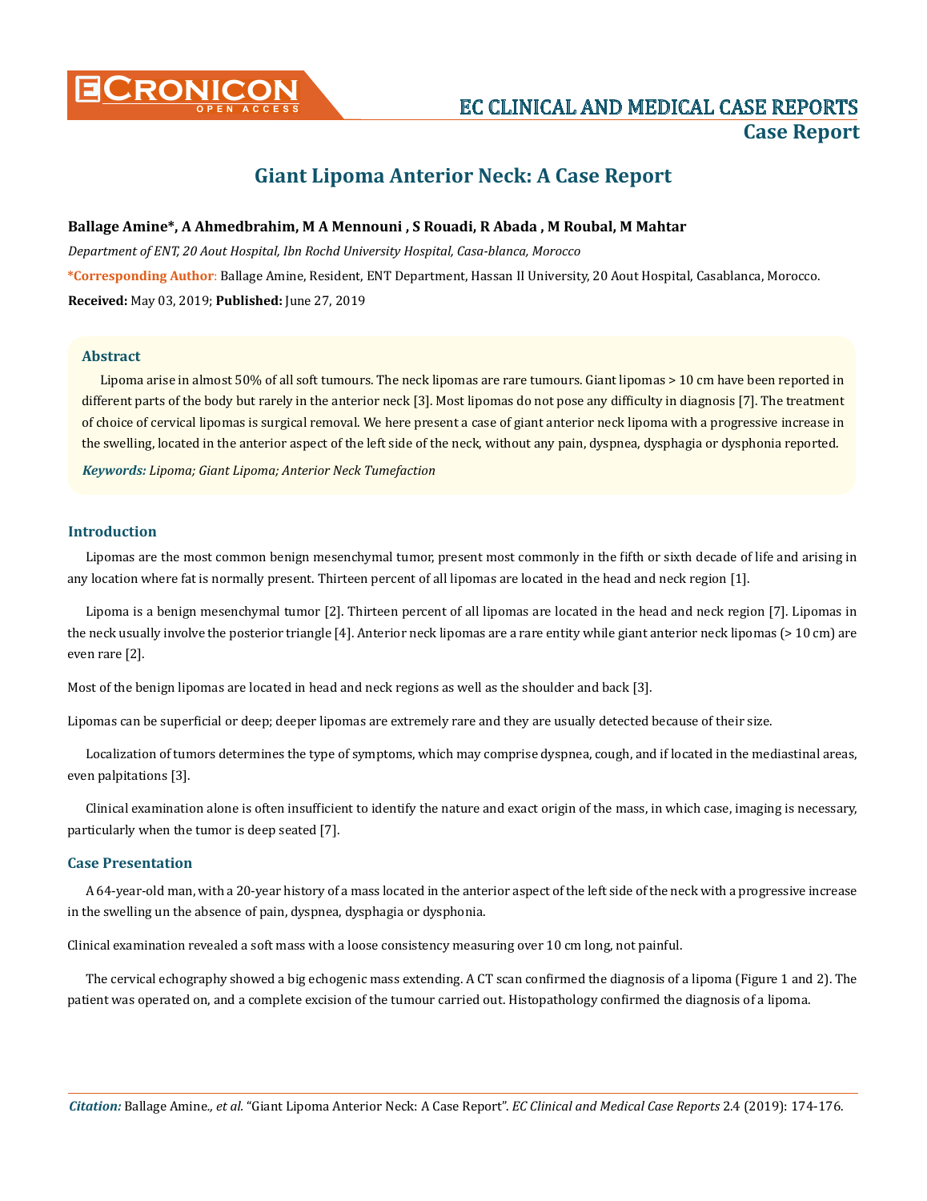# Giant Lipoma Anterior Neck: A Case Report

**Ballage Amine\*, A Ahmedbrahim, M A Mennouni , S Rouadi, R Abada , M Roubal, M Mahtar**

*Department of ENT, 20 Aout Hospital, Ibn Rochd University Hospital, Casa-blanca, Morocco*

**\*Corresponding Author**: Ballage Amine, Resident, ENT Department, Hassan II University, 20 Aout Hospital, Casablanca, Morocco.

**Received:** May 03, 2019; **Published:** June 27, 2019

## Abstract

Lipoma arise in almost 50% of all soft tumours. The neck lipomas are rare tumours. Giant lipomas > 10 cm have been reported in different parts of the body but rarely in the anterior neck [3]. Most lipomas do not pose any difficulty in diagnosis [7]. The treatment of choice of cervical lipomas is surgical removal. We here present a case of giant anterior neck lipoma with a progressive increase in the swelling, located in the anterior aspect of the left side of the neck, without any pain, dyspnea, dysphagia or dysphonia reported.

***Keywords:*** *Lipoma; Giant Lipoma; Anterior Neck Tumefaction*

## Introduction

Lipomas are the most common benign mesenchymal tumor, present most commonly in the fifth or sixth decade of life and arising in any location where fat is normally present. Thirteen percent of all lipomas are located in the head and neck region [1].

Lipoma is a benign mesenchymal tumor [2]. Thirteen percent of all lipomas are located in the head and neck region [7]. Lipomas in the neck usually involve the posterior triangle [4]. Anterior neck lipomas are a rare entity while giant anterior neck lipomas (> 10 cm) are even rare [2].

Most of the benign lipomas are located in head and neck regions as well as the shoulder and back [3].

Lipomas can be superficial or deep; deeper lipomas are extremely rare and they are usually detected because of their size.

Localization of tumors determines the type of symptoms, which may comprise dyspnea, cough, and if located in the mediastinal areas, even palpitations [3].

Clinical examination alone is often insufficient to identify the nature and exact origin of the mass, in which case, imaging is necessary, particularly when the tumor is deep seated [7].

## Case Presentation

A 64-year-old man, with a 20-year history of a mass located in the anterior aspect of the left side of the neck with a progressive increase in the swelling un the absence of pain, dyspnea, dysphagia or dysphonia.

Clinical examination revealed a soft mass with a loose consistency measuring over 10 cm long, not painful.

The cervical echography showed a big echogenic mass extending. A CT scan confirmed the diagnosis of a lipoma (Figure 1 and 2). The patient was operated on, and a complete excision of the tumour carried out. Histopathology confirmed the diagnosis of a lipoma.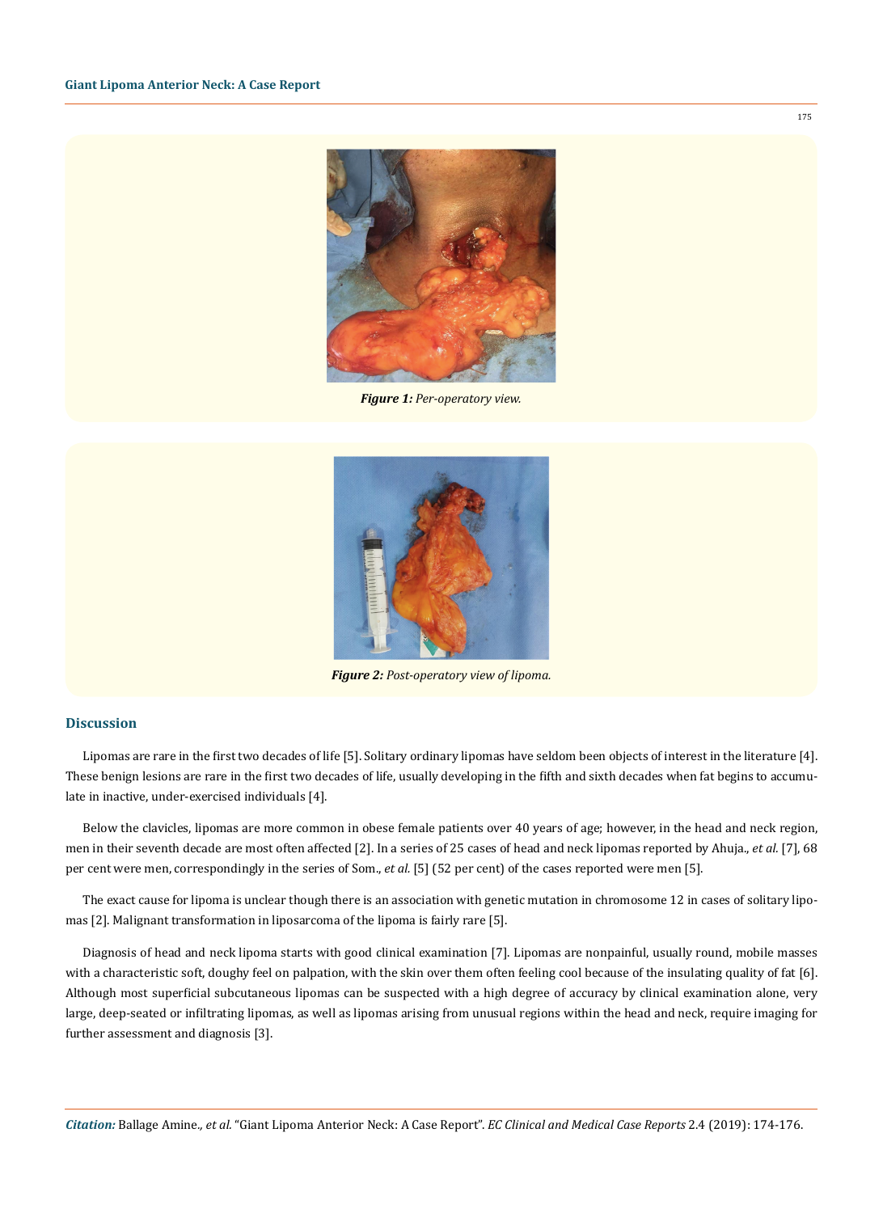*Figure 1: Per-operatory view.*

*Figure 2: Post-operatory view of lipoma.*

## Discussion

Lipomas are rare in the first two decades of life [5]. Solitary ordinary lipomas have seldom been objects of interest in the literature [4]. These benign lesions are rare in the first two decades of life, usually developing in the fifth and sixth decades when fat begins to accumulate in inactive, under-exercised individuals [4].

Below the clavicles, lipomas are more common in obese female patients over 40 years of age; however, in the head and neck region, men in their seventh decade are most often affected [2]. In a series of 25 cases of head and neck lipomas reported by Ahuja., *et al.* [7], 68 per cent were men, correspondingly in the series of Som., *et al.* [5] (52 per cent) of the cases reported were men [5].

The exact cause for lipoma is unclear though there is an association with genetic mutation in chromosome 12 in cases of solitary lipomas [2]. Malignant transformation in liposarcoma of the lipoma is fairly rare [5].

Diagnosis of head and neck lipoma starts with good clinical examination [7]. Lipomas are nonpainful, usually round, mobile masses with a characteristic soft, doughy feel on palpation, with the skin over them often feeling cool because of the insulating quality of fat [6]. Although most superficial subcutaneous lipomas can be suspected with a high degree of accuracy by clinical examination alone, very large, deep-seated or infiltrating lipomas, as well as lipomas arising from unusual regions within the head and neck, require imaging for further assessment and diagnosis [3].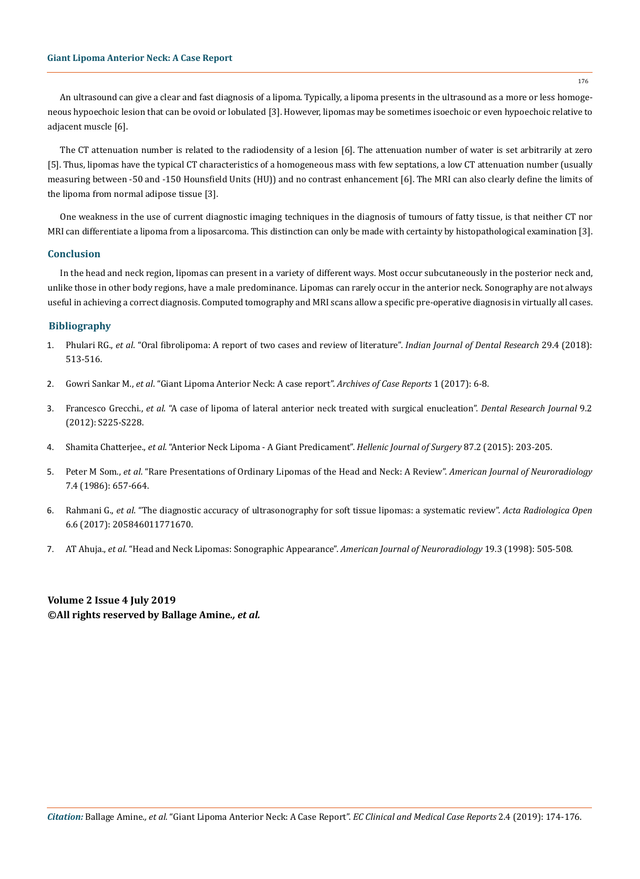An ultrasound can give a clear and fast diagnosis of a lipoma. Typically, a lipoma presents in the ultrasound as a more or less homogeneous hypoechoic lesion that can be ovoid or lobulated [3]. However, lipomas may be sometimes isoechoic or even hypoechoic relative to adjacent muscle [6].

The CT attenuation number is related to the radiodensity of a lesion [6]. The attenuation number of water is set arbitrarily at zero [5]. Thus, lipomas have the typical CT characteristics of a homogeneous mass with few septations, a low CT attenuation number (usually measuring between -50 and -150 Hounsfield Units (HU)) and no contrast enhancement [6]. The MRI can also clearly define the limits of the lipoma from normal adipose tissue [3].

One weakness in the use of current diagnostic imaging techniques in the diagnosis of tumours of fatty tissue, is that neither CT nor MRI can differentiate a lipoma from a liposarcoma. This distinction can only be made with certainty by histopathological examination [3].

## Conclusion

In the head and neck region, lipomas can present in a variety of different ways. Most occur subcutaneously in the posterior neck and, unlike those in other body regions, have a male predominance. Lipomas can rarely occur in the anterior neck. Sonography are not always useful in achieving a correct diagnosis. Computed tomography and MRI scans allow a specific pre-operative diagnosis in virtually all cases.

## Bibliography

1. Phulari RG., *et al*. "Oral fibrolipoma: A report of two cases and review of literature". *Indian Journal of Dental Research* 29.4 (2018): 513-516.
2. Gowri Sankar M., *et al*. "Giant Lipoma Anterior Neck: A case report". *Archives of Case Reports* 1 (2017): 6-8.
3. Francesco Grecchi., *et al*. "A case of lipoma of lateral anterior neck treated with surgical enucleation". *Dental Research Journal* 9.2 (2012): S225-S228.
4. Shamita Chatterjee., *et al*. "Anterior Neck Lipoma - A Giant Predicament". *Hellenic Journal of Surgery* 87.2 (2015): 203-205.
5. Peter M Som., *et al*. "Rare Presentations of Ordinary Lipomas of the Head and Neck: A Review". *American Journal of Neuroradiology* 7.4 (1986): 657-664.
6. Rahmani G., *et al*. "The diagnostic accuracy of ultrasonography for soft tissue lipomas: a systematic review". *Acta Radiologica Open* 6.6 (2017): 205846011771670.
7. AT Ahuja., *et al*. "Head and Neck Lipomas: Sonographic Appearance". *American Journal of Neuroradiology* 19.3 (1998): 505-508.

**Volume 2 Issue 4 July 2019**
**©All rights reserved by Ballage Amine*., et al.***